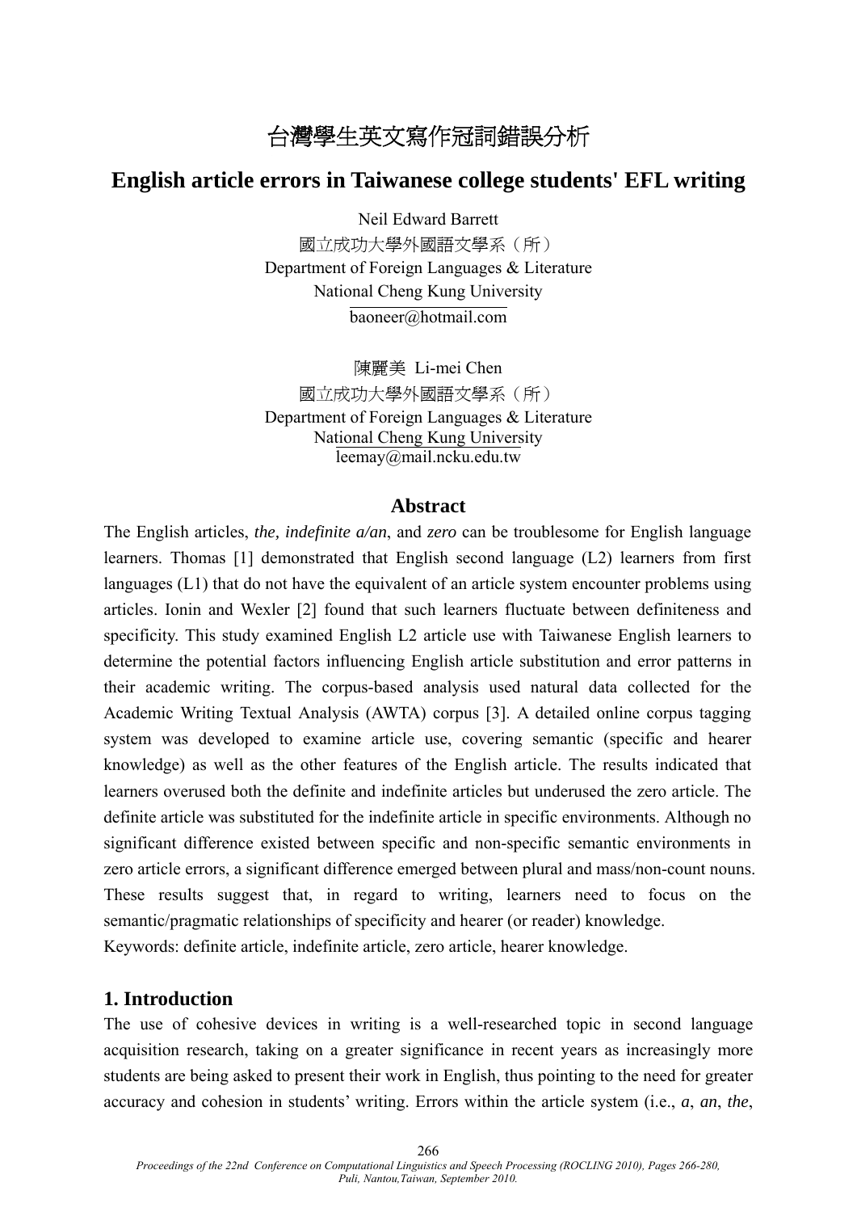# 台灣學生英文寫作冠詞錯誤分析

# English article errors in Taiwanese college students' EFL writing

Neil Edward Barrett
國立成功大學外國語文學系（所）
Department of Foreign Languages & Literature
National Cheng Kung University
baoneer@hotmail.com

陳麗美 Li-mei Chen
國立成功大學外國語文學系（所）
Department of Foreign Languages & Literature
National Cheng Kung University
leemay@mail.ncku.edu.tw

## Abstract

The English articles, *the, indefinite a/an*, and *zero* can be troublesome for English language learners. Thomas [1] demonstrated that English second language (L2) learners from first languages (L1) that do not have the equivalent of an article system encounter problems using articles. Ionin and Wexler [2] found that such learners fluctuate between definiteness and specificity. This study examined English L2 article use with Taiwanese English learners to determine the potential factors influencing English article substitution and error patterns in their academic writing. The corpus-based analysis used natural data collected for the Academic Writing Textual Analysis (AWTA) corpus [3]. A detailed online corpus tagging system was developed to examine article use, covering semantic (specific and hearer knowledge) as well as the other features of the English article. The results indicated that learners overused both the definite and indefinite articles but underused the zero article. The definite article was substituted for the indefinite article in specific environments. Although no significant difference existed between specific and non-specific semantic environments in zero article errors, a significant difference emerged between plural and mass/non-count nouns. These results suggest that, in regard to writing, learners need to focus on the semantic/pragmatic relationships of specificity and hearer (or reader) knowledge.

Keywords: definite article, indefinite article, zero article, hearer knowledge.

## 1. Introduction

The use of cohesive devices in writing is a well-researched topic in second language acquisition research, taking on a greater significance in recent years as increasingly more students are being asked to present their work in English, thus pointing to the need for greater accuracy and cohesion in students' writing. Errors within the article system (i.e., *a*, *an*, *the*,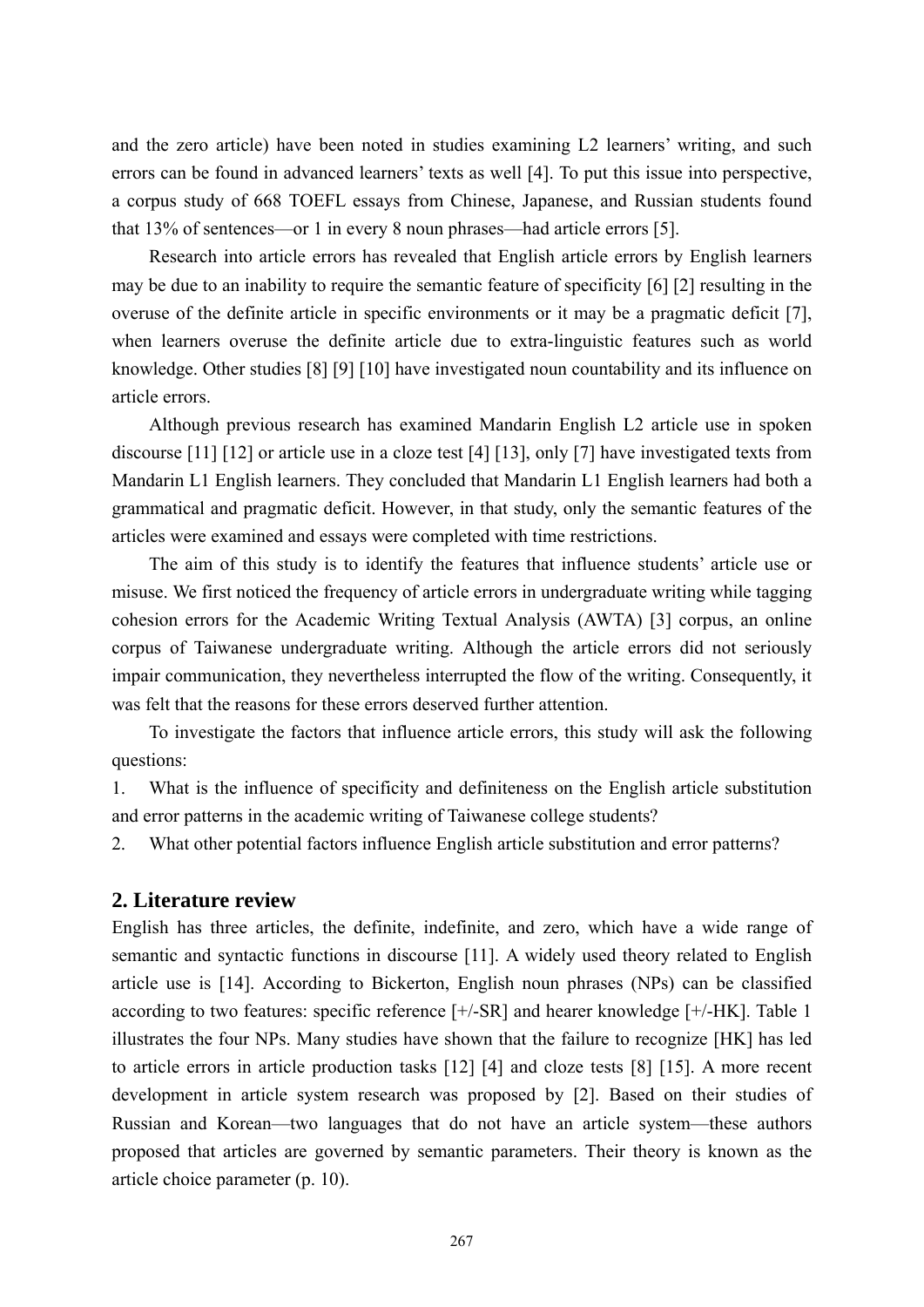and the zero article) have been noted in studies examining L2 learners' writing, and such errors can be found in advanced learners' texts as well [4]. To put this issue into perspective, a corpus study of 668 TOEFL essays from Chinese, Japanese, and Russian students found that 13% of sentences—or 1 in every 8 noun phrases—had article errors [5].

Research into article errors has revealed that English article errors by English learners may be due to an inability to require the semantic feature of specificity [6] [2] resulting in the overuse of the definite article in specific environments or it may be a pragmatic deficit [7], when learners overuse the definite article due to extra-linguistic features such as world knowledge. Other studies [8] [9] [10] have investigated noun countability and its influence on article errors.

Although previous research has examined Mandarin English L2 article use in spoken discourse [11] [12] or article use in a cloze test [4] [13], only [7] have investigated texts from Mandarin L1 English learners. They concluded that Mandarin L1 English learners had both a grammatical and pragmatic deficit. However, in that study, only the semantic features of the articles were examined and essays were completed with time restrictions.

The aim of this study is to identify the features that influence students' article use or misuse. We first noticed the frequency of article errors in undergraduate writing while tagging cohesion errors for the Academic Writing Textual Analysis (AWTA) [3] corpus, an online corpus of Taiwanese undergraduate writing. Although the article errors did not seriously impair communication, they nevertheless interrupted the flow of the writing. Consequently, it was felt that the reasons for these errors deserved further attention.

To investigate the factors that influence article errors, this study will ask the following questions:

1. What is the influence of specificity and definiteness on the English article substitution and error patterns in the academic writing of Taiwanese college students?
2. What other potential factors influence English article substitution and error patterns?

## 2. Literature review

English has three articles, the definite, indefinite, and zero, which have a wide range of semantic and syntactic functions in discourse [11]. A widely used theory related to English article use is [14]. According to Bickerton, English noun phrases (NPs) can be classified according to two features: specific reference [+/-SR] and hearer knowledge [+/-HK]. Table 1 illustrates the four NPs. Many studies have shown that the failure to recognize [HK] has led to article errors in article production tasks [12] [4] and cloze tests [8] [15]. A more recent development in article system research was proposed by [2]. Based on their studies of Russian and Korean—two languages that do not have an article system—these authors proposed that articles are governed by semantic parameters. Their theory is known as the article choice parameter (p. 10).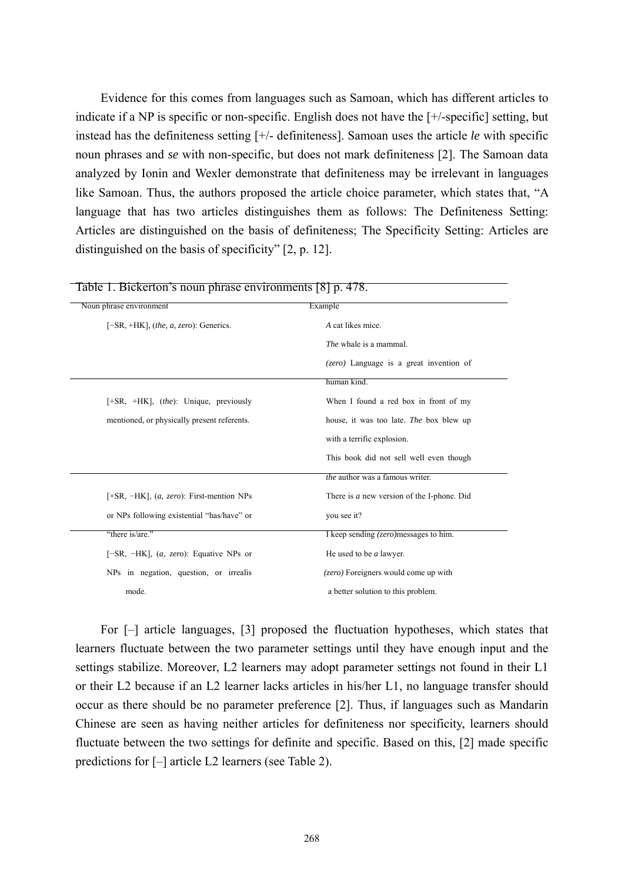Evidence for this comes from languages such as Samoan, which has different articles to indicate if a NP is specific or non-specific. English does not have the [+/-specific] setting, but instead has the definiteness setting [+/- definiteness]. Samoan uses the article *le* with specific noun phrases and *se* with non-specific, but does not mark definiteness [2]. The Samoan data analyzed by Ionin and Wexler demonstrate that definiteness may be irrelevant in languages like Samoan. Thus, the authors proposed the article choice parameter, which states that, "A language that has two articles distinguishes them as follows: The Definiteness Setting: Articles are distinguished on the basis of definiteness; The Specificity Setting: Articles are distinguished on the basis of specificity" [2, p. 12].

Table 1. Bickerton's noun phrase environments [8] p. 478.

| Noun phrase environment | Example |
|---|---|
| [−SR, +HK], (*the, a, zero*): Generics. | *A* cat likes mice.<br>*The* whale is a mammal.<br>*(zero)* Language is a great invention of human kind. |
| [+SR, +HK], (*the*): Unique, previously mentioned, or physically present referents. | When I found a red box in front of my house, it was too late. *The* box blew up with a terrific explosion.<br>This book did not sell well even though *the* author was a famous writer. |
| [+SR, −HK], (*a, zero*): First-mention NPs or NPs following existential "has/have" or "there is/are." | There is *a* new version of the I-phone. Did you see it?<br>I keep sending *(zero)*messages to him. |
| [−SR, −HK], (*a, zero*): Equative NPs or NPs in negation, question, or irrealis mode. | He used to be *a* lawyer.<br>*(zero)* Foreigners would come up with a better solution to this problem. |

For [–] article languages, [3] proposed the fluctuation hypotheses, which states that learners fluctuate between the two parameter settings until they have enough input and the settings stabilize. Moreover, L2 learners may adopt parameter settings not found in their L1 or their L2 because if an L2 learner lacks articles in his/her L1, no language transfer should occur as there should be no parameter preference [2]. Thus, if languages such as Mandarin Chinese are seen as having neither articles for definiteness nor specificity, learners should fluctuate between the two settings for definite and specific. Based on this, [2] made specific predictions for [–] article L2 learners (see Table 2).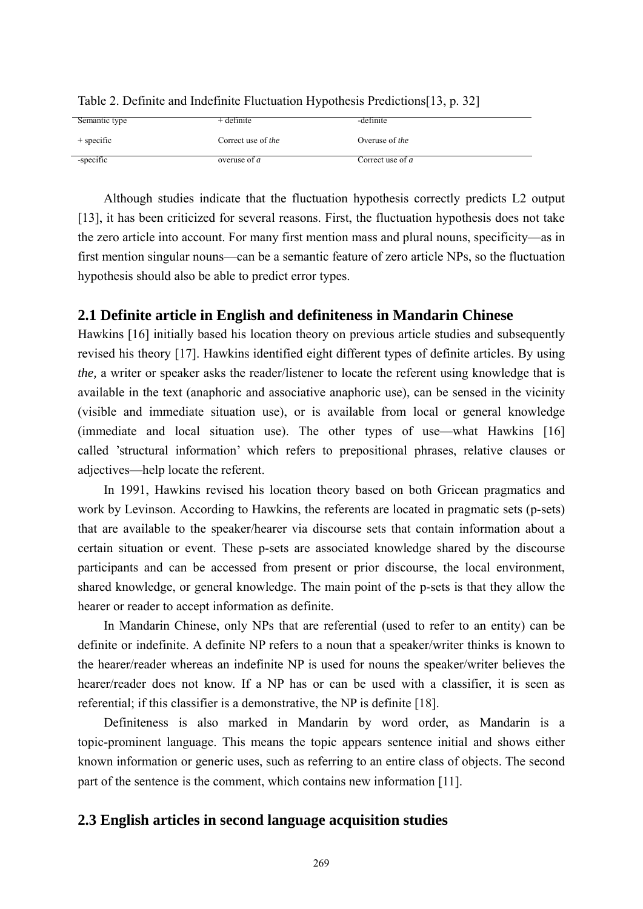Table 2. Definite and Indefinite Fluctuation Hypothesis Predictions[13, p. 32]

| Semantic type | + definite | -definite |
|---|---|---|
| + specific | Correct use of *the* | Overuse of *the* |
| -specific | overuse of *a* | Correct use of *a* |

Although studies indicate that the fluctuation hypothesis correctly predicts L2 output [13], it has been criticized for several reasons. First, the fluctuation hypothesis does not take the zero article into account. For many first mention mass and plural nouns, specificity—as in first mention singular nouns—can be a semantic feature of zero article NPs, so the fluctuation hypothesis should also be able to predict error types.

## 2.1 Definite article in English and definiteness in Mandarin Chinese

Hawkins [16] initially based his location theory on previous article studies and subsequently revised his theory [17]. Hawkins identified eight different types of definite articles. By using *the,* a writer or speaker asks the reader/listener to locate the referent using knowledge that is available in the text (anaphoric and associative anaphoric use), can be sensed in the vicinity (visible and immediate situation use), or is available from local or general knowledge (immediate and local situation use). The other types of use—what Hawkins [16] called 'structural information' which refers to prepositional phrases, relative clauses or adjectives—help locate the referent.

In 1991, Hawkins revised his location theory based on both Gricean pragmatics and work by Levinson. According to Hawkins, the referents are located in pragmatic sets (p-sets) that are available to the speaker/hearer via discourse sets that contain information about a certain situation or event. These p-sets are associated knowledge shared by the discourse participants and can be accessed from present or prior discourse, the local environment, shared knowledge, or general knowledge. The main point of the p-sets is that they allow the hearer or reader to accept information as definite.

In Mandarin Chinese, only NPs that are referential (used to refer to an entity) can be definite or indefinite. A definite NP refers to a noun that a speaker/writer thinks is known to the hearer/reader whereas an indefinite NP is used for nouns the speaker/writer believes the hearer/reader does not know. If a NP has or can be used with a classifier, it is seen as referential; if this classifier is a demonstrative, the NP is definite [18].

Definiteness is also marked in Mandarin by word order, as Mandarin is a topic-prominent language. This means the topic appears sentence initial and shows either known information or generic uses, such as referring to an entire class of objects. The second part of the sentence is the comment, which contains new information [11].

## 2.3 English articles in second language acquisition studies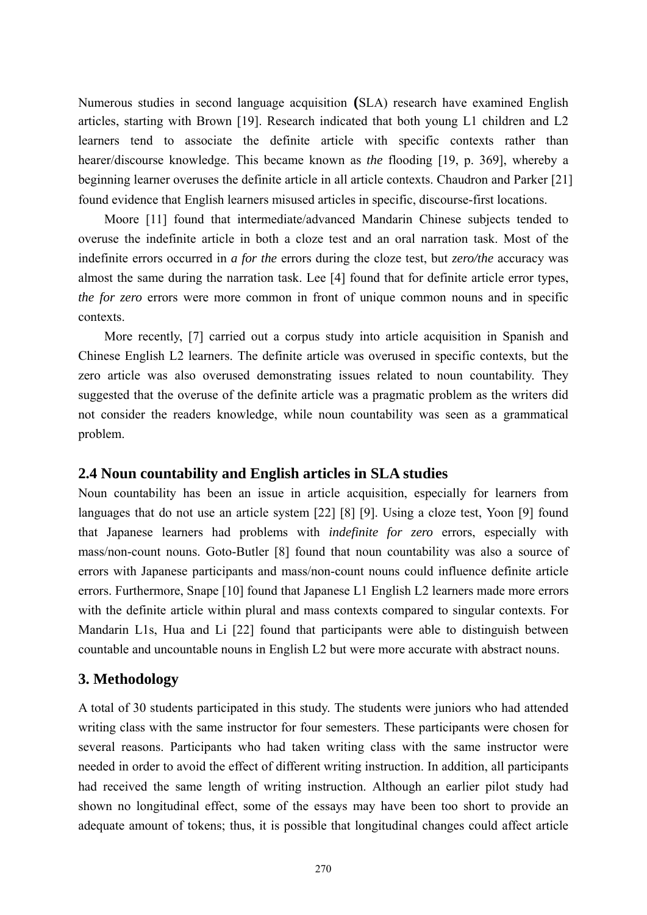Numerous studies in second language acquisition (SLA) research have examined English articles, starting with Brown [19]. Research indicated that both young L1 children and L2 learners tend to associate the definite article with specific contexts rather than hearer/discourse knowledge. This became known as *the* flooding [19, p. 369], whereby a beginning learner overuses the definite article in all article contexts. Chaudron and Parker [21] found evidence that English learners misused articles in specific, discourse-first locations.

Moore [11] found that intermediate/advanced Mandarin Chinese subjects tended to overuse the indefinite article in both a cloze test and an oral narration task. Most of the indefinite errors occurred in *a for the* errors during the cloze test, but *zero/the* accuracy was almost the same during the narration task. Lee [4] found that for definite article error types, *the for zero* errors were more common in front of unique common nouns and in specific contexts.

More recently, [7] carried out a corpus study into article acquisition in Spanish and Chinese English L2 learners. The definite article was overused in specific contexts, but the zero article was also overused demonstrating issues related to noun countability. They suggested that the overuse of the definite article was a pragmatic problem as the writers did not consider the readers knowledge, while noun countability was seen as a grammatical problem.

## 2.4 Noun countability and English articles in SLA studies

Noun countability has been an issue in article acquisition, especially for learners from languages that do not use an article system [22] [8] [9]. Using a cloze test, Yoon [9] found that Japanese learners had problems with *indefinite for zero* errors, especially with mass/non-count nouns. Goto-Butler [8] found that noun countability was also a source of errors with Japanese participants and mass/non-count nouns could influence definite article errors. Furthermore, Snape [10] found that Japanese L1 English L2 learners made more errors with the definite article within plural and mass contexts compared to singular contexts. For Mandarin L1s, Hua and Li [22] found that participants were able to distinguish between countable and uncountable nouns in English L2 but were more accurate with abstract nouns.

# 3. Methodology

A total of 30 students participated in this study. The students were juniors who had attended writing class with the same instructor for four semesters. These participants were chosen for several reasons. Participants who had taken writing class with the same instructor were needed in order to avoid the effect of different writing instruction. In addition, all participants had received the same length of writing instruction. Although an earlier pilot study had shown no longitudinal effect, some of the essays may have been too short to provide an adequate amount of tokens; thus, it is possible that longitudinal changes could affect article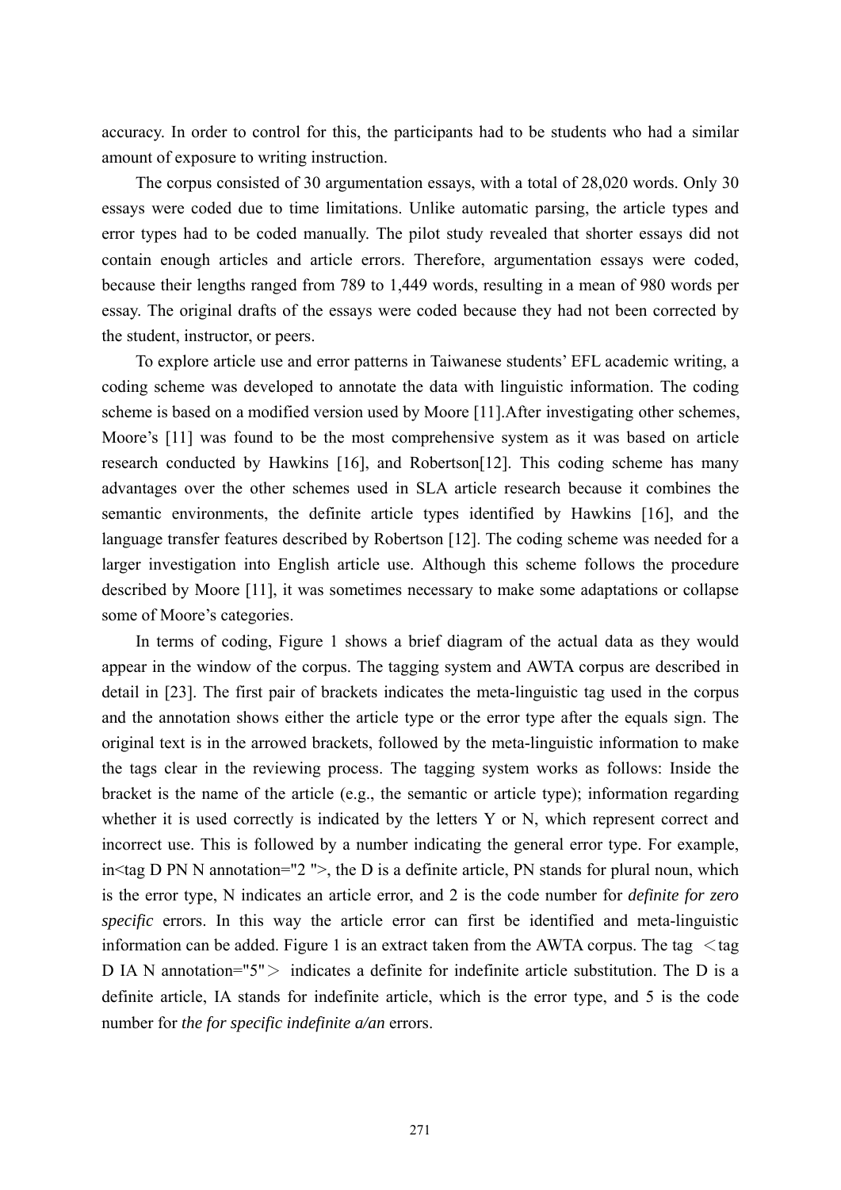accuracy. In order to control for this, the participants had to be students who had a similar amount of exposure to writing instruction.

The corpus consisted of 30 argumentation essays, with a total of 28,020 words. Only 30 essays were coded due to time limitations. Unlike automatic parsing, the article types and error types had to be coded manually. The pilot study revealed that shorter essays did not contain enough articles and article errors. Therefore, argumentation essays were coded, because their lengths ranged from 789 to 1,449 words, resulting in a mean of 980 words per essay. The original drafts of the essays were coded because they had not been corrected by the student, instructor, or peers.

To explore article use and error patterns in Taiwanese students' EFL academic writing, a coding scheme was developed to annotate the data with linguistic information. The coding scheme is based on a modified version used by Moore [11].After investigating other schemes, Moore's [11] was found to be the most comprehensive system as it was based on article research conducted by Hawkins [16], and Robertson[12]. This coding scheme has many advantages over the other schemes used in SLA article research because it combines the semantic environments, the definite article types identified by Hawkins [16], and the language transfer features described by Robertson [12]. The coding scheme was needed for a larger investigation into English article use. Although this scheme follows the procedure described by Moore [11], it was sometimes necessary to make some adaptations or collapse some of Moore's categories.

In terms of coding, Figure 1 shows a brief diagram of the actual data as they would appear in the window of the corpus. The tagging system and AWTA corpus are described in detail in [23]. The first pair of brackets indicates the meta-linguistic tag used in the corpus and the annotation shows either the article type or the error type after the equals sign. The original text is in the arrowed brackets, followed by the meta-linguistic information to make the tags clear in the reviewing process. The tagging system works as follows: Inside the bracket is the name of the article (e.g., the semantic or article type); information regarding whether it is used correctly is indicated by the letters Y or N, which represent correct and incorrect use. This is followed by a number indicating the general error type. For example, in<tag D PN N annotation="2 ">, the D is a definite article, PN stands for plural noun, which is the error type, N indicates an article error, and 2 is the code number for *definite for zero specific* errors. In this way the article error can first be identified and meta-linguistic information can be added. Figure 1 is an extract taken from the AWTA corpus. The tag ＜tag D IA N annotation="5"＞ indicates a definite for indefinite article substitution. The D is a definite article, IA stands for indefinite article, which is the error type, and 5 is the code number for *the for specific indefinite a/an* errors.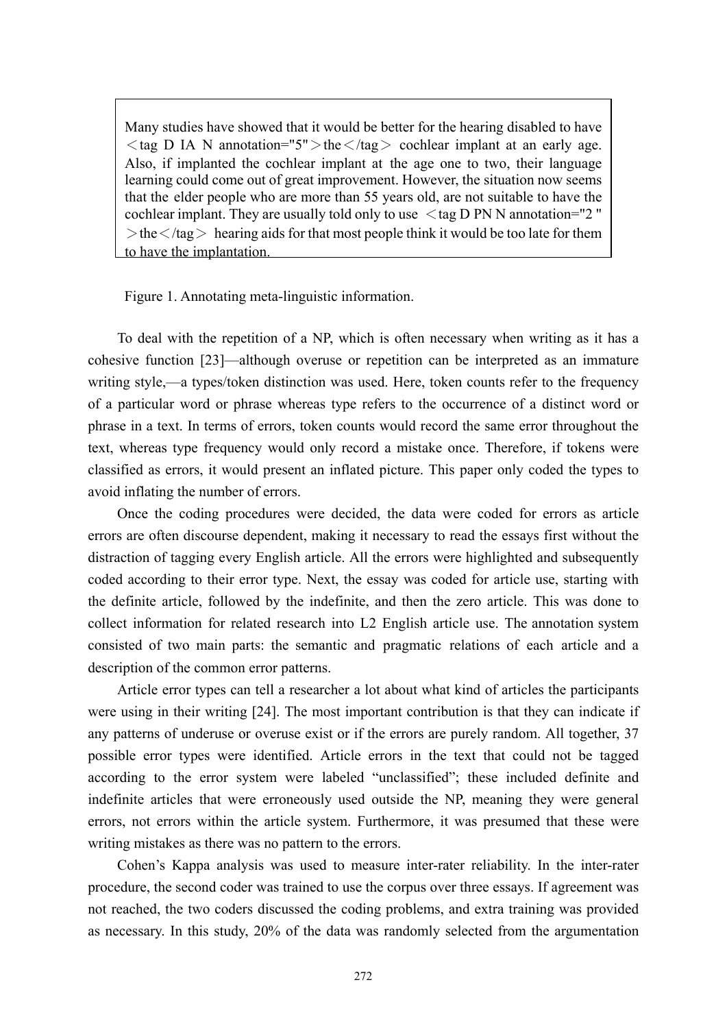> Many studies have showed that it would be better for the hearing disabled to have ＜tag D IA N annotation="5"＞the＜/tag＞ cochlear implant at an early age. Also, if implanted the cochlear implant at the age one to two, their language learning could come out of great improvement. However, the situation now seems that the elder people who are more than 55 years old, are not suitable to have the cochlear implant. They are usually told only to use ＜tag D PN N annotation="2 "＞the＜/tag＞ hearing aids for that most people think it would be too late for them to have the implantation.

Figure 1. Annotating meta-linguistic information.

To deal with the repetition of a NP, which is often necessary when writing as it has a cohesive function [23]—although overuse or repetition can be interpreted as an immature writing style,—a types/token distinction was used. Here, token counts refer to the frequency of a particular word or phrase whereas type refers to the occurrence of a distinct word or phrase in a text. In terms of errors, token counts would record the same error throughout the text, whereas type frequency would only record a mistake once. Therefore, if tokens were classified as errors, it would present an inflated picture. This paper only coded the types to avoid inflating the number of errors.

Once the coding procedures were decided, the data were coded for errors as article errors are often discourse dependent, making it necessary to read the essays first without the distraction of tagging every English article. All the errors were highlighted and subsequently coded according to their error type. Next, the essay was coded for article use, starting with the definite article, followed by the indefinite, and then the zero article. This was done to collect information for related research into L2 English article use. The annotation system consisted of two main parts: the semantic and pragmatic relations of each article and a description of the common error patterns.

Article error types can tell a researcher a lot about what kind of articles the participants were using in their writing [24]. The most important contribution is that they can indicate if any patterns of underuse or overuse exist or if the errors are purely random. All together, 37 possible error types were identified. Article errors in the text that could not be tagged according to the error system were labeled "unclassified"; these included definite and indefinite articles that were erroneously used outside the NP, meaning they were general errors, not errors within the article system. Furthermore, it was presumed that these were writing mistakes as there was no pattern to the errors.

Cohen's Kappa analysis was used to measure inter-rater reliability. In the inter-rater procedure, the second coder was trained to use the corpus over three essays. If agreement was not reached, the two coders discussed the coding problems, and extra training was provided as necessary. In this study, 20% of the data was randomly selected from the argumentation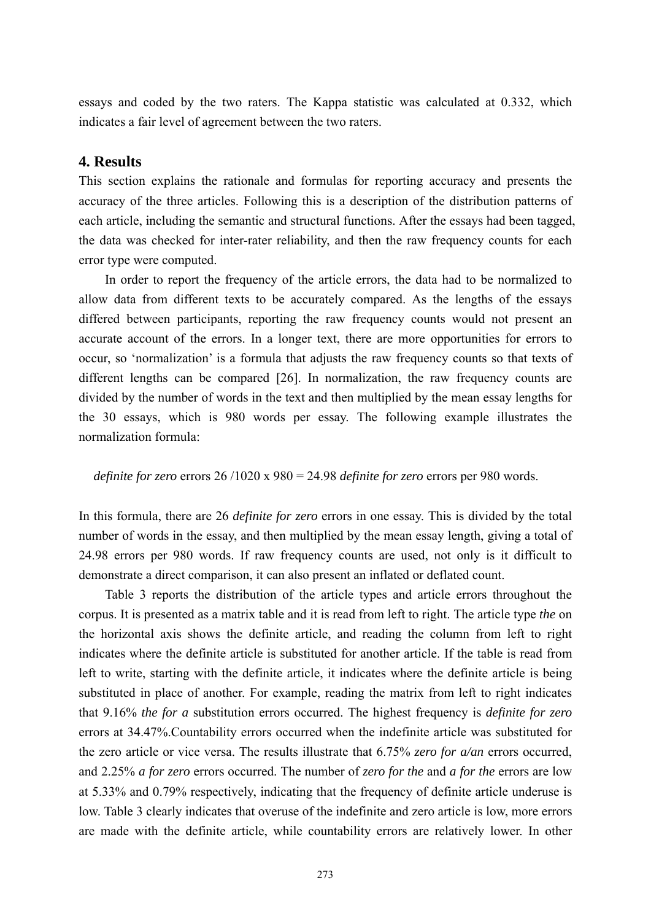essays and coded by the two raters. The Kappa statistic was calculated at 0.332, which indicates a fair level of agreement between the two raters.

## 4. Results

This section explains the rationale and formulas for reporting accuracy and presents the accuracy of the three articles. Following this is a description of the distribution patterns of each article, including the semantic and structural functions. After the essays had been tagged, the data was checked for inter-rater reliability, and then the raw frequency counts for each error type were computed.

In order to report the frequency of the article errors, the data had to be normalized to allow data from different texts to be accurately compared. As the lengths of the essays differed between participants, reporting the raw frequency counts would not present an accurate account of the errors. In a longer text, there are more opportunities for errors to occur, so 'normalization' is a formula that adjusts the raw frequency counts so that texts of different lengths can be compared [26]. In normalization, the raw frequency counts are divided by the number of words in the text and then multiplied by the mean essay lengths for the 30 essays, which is 980 words per essay. The following example illustrates the normalization formula:

*definite for zero* errors 26 /1020 x 980 = 24.98 *definite for zero* errors per 980 words.

In this formula, there are 26 *definite for zero* errors in one essay. This is divided by the total number of words in the essay, and then multiplied by the mean essay length, giving a total of 24.98 errors per 980 words. If raw frequency counts are used, not only is it difficult to demonstrate a direct comparison, it can also present an inflated or deflated count.

Table 3 reports the distribution of the article types and article errors throughout the corpus. It is presented as a matrix table and it is read from left to right. The article type *the* on the horizontal axis shows the definite article, and reading the column from left to right indicates where the definite article is substituted for another article. If the table is read from left to write, starting with the definite article, it indicates where the definite article is being substituted in place of another. For example, reading the matrix from left to right indicates that 9.16% *the for a* substitution errors occurred. The highest frequency is *definite for zero* errors at 34.47%.Countability errors occurred when the indefinite article was substituted for the zero article or vice versa. The results illustrate that 6.75% *zero for a/an* errors occurred, and 2.25% *a for zero* errors occurred. The number of *zero for the* and *a for the* errors are low at 5.33% and 0.79% respectively, indicating that the frequency of definite article underuse is low. Table 3 clearly indicates that overuse of the indefinite and zero article is low, more errors are made with the definite article, while countability errors are relatively lower. In other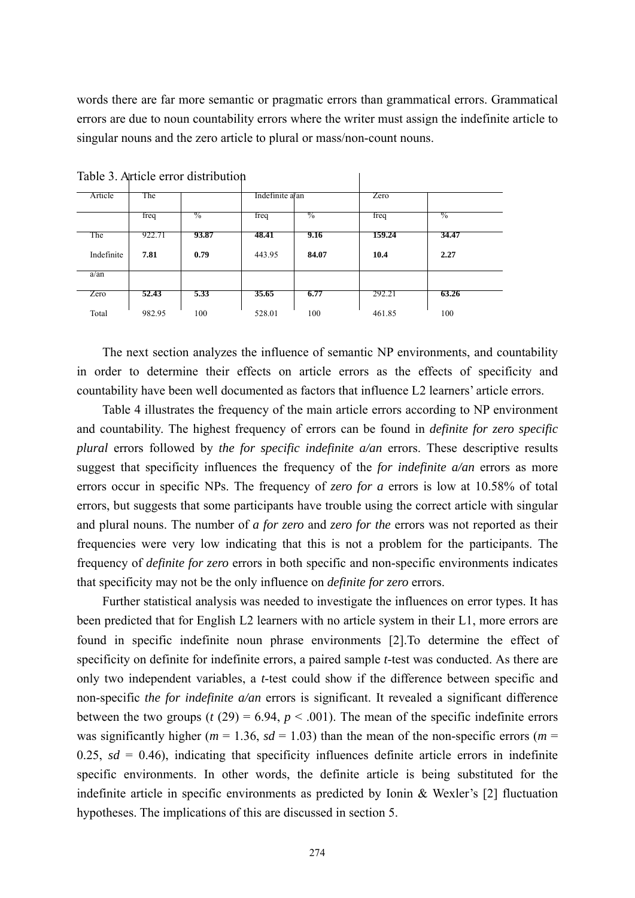words there are far more semantic or pragmatic errors than grammatical errors. Grammatical errors are due to noun countability errors where the writer must assign the indefinite article to singular nouns and the zero article to plural or mass/non-count nouns.

Table 3. Article error distribution

| Article | The | | Indefinite a/an | | Zero | |
|---|---|---|---|---|---|---|
| | freq | % | freq | % | freq | % |
| The | 922.71 | **93.87** | **48.41** | **9.16** | **159.24** | **34.47** |
| Indefinite a/an | **7.81** | **0.79** | 443.95 | **84.07** | **10.4** | **2.27** |
| Zero | **52.43** | **5.33** | **35.65** | **6.77** | 292.21 | **63.26** |
| Total | 982.95 | 100 | 528.01 | 100 | 461.85 | 100 |

The next section analyzes the influence of semantic NP environments, and countability in order to determine their effects on article errors as the effects of specificity and countability have been well documented as factors that influence L2 learners' article errors.

Table 4 illustrates the frequency of the main article errors according to NP environment and countability. The highest frequency of errors can be found in *definite for zero specific plural* errors followed by *the for specific indefinite a/an* errors. These descriptive results suggest that specificity influences the frequency of the *for indefinite a/an* errors as more errors occur in specific NPs. The frequency of *zero for a* errors is low at 10.58% of total errors, but suggests that some participants have trouble using the correct article with singular and plural nouns. The number of *a for zero* and *zero for the* errors was not reported as their frequencies were very low indicating that this is not a problem for the participants. The frequency of *definite for zero* errors in both specific and non-specific environments indicates that specificity may not be the only influence on *definite for zero* errors.

Further statistical analysis was needed to investigate the influences on error types. It has been predicted that for English L2 learners with no article system in their L1, more errors are found in specific indefinite noun phrase environments [2].To determine the effect of specificity on definite for indefinite errors, a paired sample *t*-test was conducted. As there are only two independent variables, a *t*-test could show if the difference between specific and non-specific *the for indefinite a/an* errors is significant. It revealed a significant difference between the two groups ($t$ (29) = 6.94, $p < .001$). The mean of the specific indefinite errors was significantly higher ($m$ = 1.36, $sd$ = 1.03) than the mean of the non-specific errors ($m$ = 0.25, $sd$ = 0.46), indicating that specificity influences definite article errors in indefinite specific environments. In other words, the definite article is being substituted for the indefinite article in specific environments as predicted by Ionin & Wexler's [2] fluctuation hypotheses. The implications of this are discussed in section 5.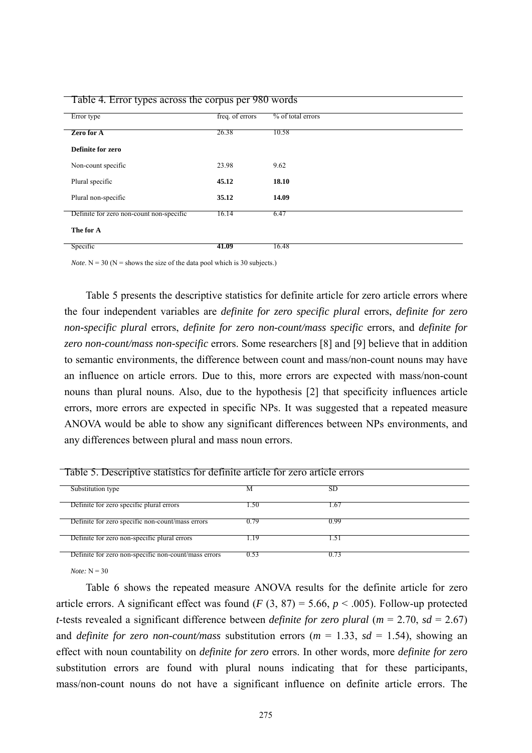Table 4. Error types across the corpus per 980 words

| Error type | freq. of errors | % of total errors |
|---|---|---|
| **Zero for A** | 26.38 | 10.58 |
| **Definite for zero** | | |
| Non-count specific | 23.98 | 9.62 |
| Plural specific | **45.12** | **18.10** |
| Plural non-specific | **35.12** | **14.09** |
| Definite for zero non-count non-specific | 16.14 | 6.47 |
| **The for A** | | |
| Specific | **41.09** | 16.48 |

*Note*. N = 30 (N = shows the size of the data pool which is 30 subjects.)

Table 5 presents the descriptive statistics for definite article for zero article errors where the four independent variables are *definite for zero specific plural* errors, *definite for zero non-specific plural* errors, *definite for zero non-count/mass specific* errors, and *definite for zero non-count/mass non-specific* errors. Some researchers [8] and [9] believe that in addition to semantic environments, the difference between count and mass/non-count nouns may have an influence on article errors. Due to this, more errors are expected with mass/non-count nouns than plural nouns. Also, due to the hypothesis [2] that specificity influences article errors, more errors are expected in specific NPs. It was suggested that a repeated measure ANOVA would be able to show any significant differences between NPs environments, and any differences between plural and mass noun errors.

Table 5. Descriptive statistics for definite article for zero article errors

| Substitution type | M | SD |
|---|---|---|
| Definite for zero specific plural errors | 1.50 | 1.67 |
| Definite for zero specific non-count/mass errors | 0.79 | 0.99 |
| Definite for zero non-specific plural errors | 1.19 | 1.51 |
| Definite for zero non-specific non-count/mass errors | 0.53 | 0.73 |

*Note:* N = 30

Table 6 shows the repeated measure ANOVA results for the definite article for zero article errors. A significant effect was found ($F$ (3, 87) = 5.66, $p$ < .005). Follow-up protected $t$-tests revealed a significant difference between *definite for zero plural* ($m$ = 2.70, $sd$ = 2.67) and *definite for zero non-count/mass* substitution errors ($m$ = 1.33, $sd$ = 1.54), showing an effect with noun countability on *definite for zero* errors. In other words, more *definite for zero* substitution errors are found with plural nouns indicating that for these participants, mass/non-count nouns do not have a significant influence on definite article errors. The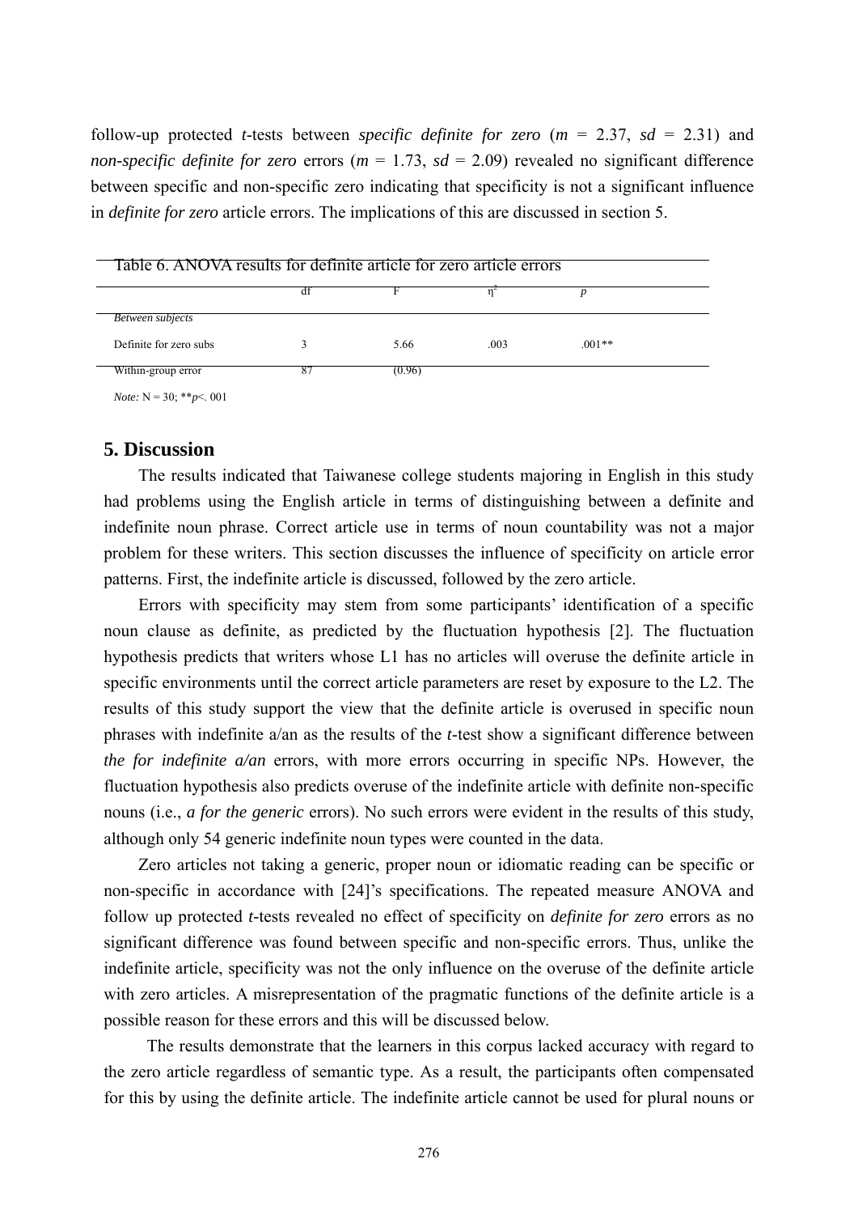follow-up protected *t*-tests between *specific definite for zero* (*m* = 2.37, *sd* = 2.31) and *non-specific definite for zero* errors (*m* = 1.73, *sd* = 2.09) revealed no significant difference between specific and non-specific zero indicating that specificity is not a significant influence in *definite for zero* article errors. The implications of this are discussed in section 5.

Table 6. ANOVA results for definite article for zero article errors

| | df | F | $\eta^2$ | *p* |
|---|---|---|---|---|
| *Between subjects* | | | | |
| Definite for zero subs | 3 | 5.66 | .003 | .001** |
| Within-group error | 87 | (0.96) | | |

*Note:* N = 30; ***p*<. 001

## 5. Discussion

The results indicated that Taiwanese college students majoring in English in this study had problems using the English article in terms of distinguishing between a definite and indefinite noun phrase. Correct article use in terms of noun countability was not a major problem for these writers. This section discusses the influence of specificity on article error patterns. First, the indefinite article is discussed, followed by the zero article.

Errors with specificity may stem from some participants' identification of a specific noun clause as definite, as predicted by the fluctuation hypothesis [2]. The fluctuation hypothesis predicts that writers whose L1 has no articles will overuse the definite article in specific environments until the correct article parameters are reset by exposure to the L2. The results of this study support the view that the definite article is overused in specific noun phrases with indefinite a/an as the results of the *t*-test show a significant difference between *the for indefinite a/an* errors, with more errors occurring in specific NPs. However, the fluctuation hypothesis also predicts overuse of the indefinite article with definite non-specific nouns (i.e., *a for the generic* errors). No such errors were evident in the results of this study, although only 54 generic indefinite noun types were counted in the data.

Zero articles not taking a generic, proper noun or idiomatic reading can be specific or non-specific in accordance with [24]'s specifications. The repeated measure ANOVA and follow up protected *t*-tests revealed no effect of specificity on *definite for zero* errors as no significant difference was found between specific and non-specific errors. Thus, unlike the indefinite article, specificity was not the only influence on the overuse of the definite article with zero articles. A misrepresentation of the pragmatic functions of the definite article is a possible reason for these errors and this will be discussed below.

The results demonstrate that the learners in this corpus lacked accuracy with regard to the zero article regardless of semantic type. As a result, the participants often compensated for this by using the definite article. The indefinite article cannot be used for plural nouns or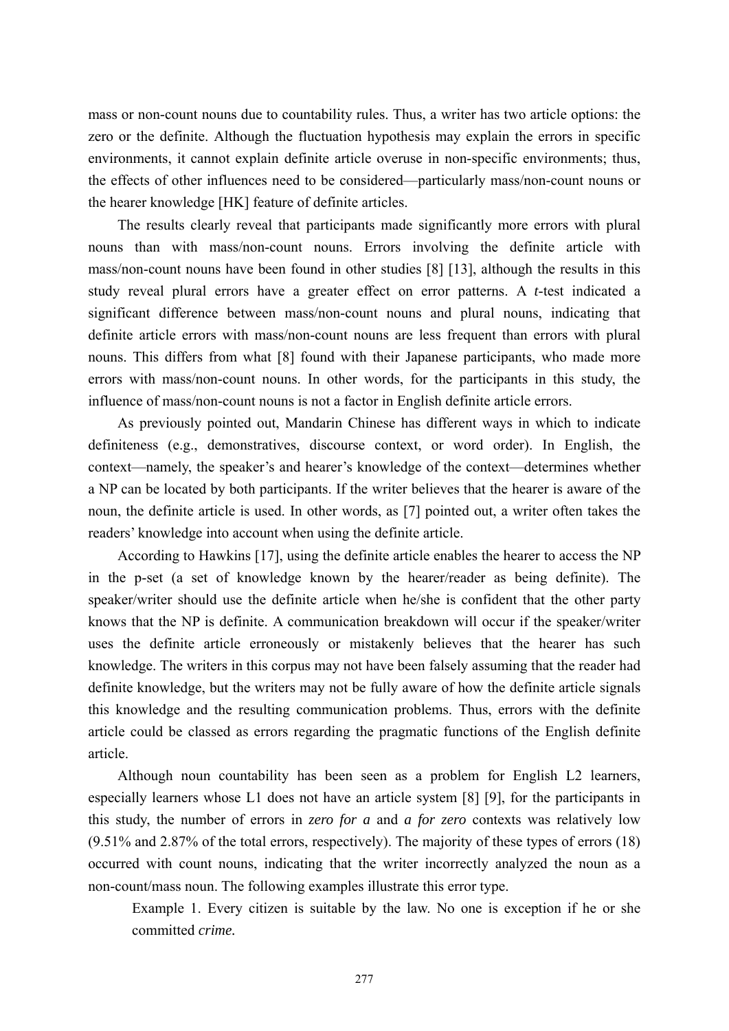mass or non-count nouns due to countability rules. Thus, a writer has two article options: the zero or the definite. Although the fluctuation hypothesis may explain the errors in specific environments, it cannot explain definite article overuse in non-specific environments; thus, the effects of other influences need to be considered—particularly mass/non-count nouns or the hearer knowledge [HK] feature of definite articles.

The results clearly reveal that participants made significantly more errors with plural nouns than with mass/non-count nouns. Errors involving the definite article with mass/non-count nouns have been found in other studies [8] [13], although the results in this study reveal plural errors have a greater effect on error patterns. A *t*-test indicated a significant difference between mass/non-count nouns and plural nouns, indicating that definite article errors with mass/non-count nouns are less frequent than errors with plural nouns. This differs from what [8] found with their Japanese participants, who made more errors with mass/non-count nouns. In other words, for the participants in this study, the influence of mass/non-count nouns is not a factor in English definite article errors.

As previously pointed out, Mandarin Chinese has different ways in which to indicate definiteness (e.g., demonstratives, discourse context, or word order). In English, the context—namely, the speaker's and hearer's knowledge of the context—determines whether a NP can be located by both participants. If the writer believes that the hearer is aware of the noun, the definite article is used. In other words, as [7] pointed out, a writer often takes the readers' knowledge into account when using the definite article.

According to Hawkins [17], using the definite article enables the hearer to access the NP in the p-set (a set of knowledge known by the hearer/reader as being definite). The speaker/writer should use the definite article when he/she is confident that the other party knows that the NP is definite. A communication breakdown will occur if the speaker/writer uses the definite article erroneously or mistakenly believes that the hearer has such knowledge. The writers in this corpus may not have been falsely assuming that the reader had definite knowledge, but the writers may not be fully aware of how the definite article signals this knowledge and the resulting communication problems. Thus, errors with the definite article could be classed as errors regarding the pragmatic functions of the English definite article.

Although noun countability has been seen as a problem for English L2 learners, especially learners whose L1 does not have an article system [8] [9], for the participants in this study, the number of errors in *zero for a* and *a for zero* contexts was relatively low (9.51% and 2.87% of the total errors, respectively). The majority of these types of errors (18) occurred with count nouns, indicating that the writer incorrectly analyzed the noun as a non-count/mass noun. The following examples illustrate this error type.

> Example 1. Every citizen is suitable by the law. No one is exception if he or she committed *crime.*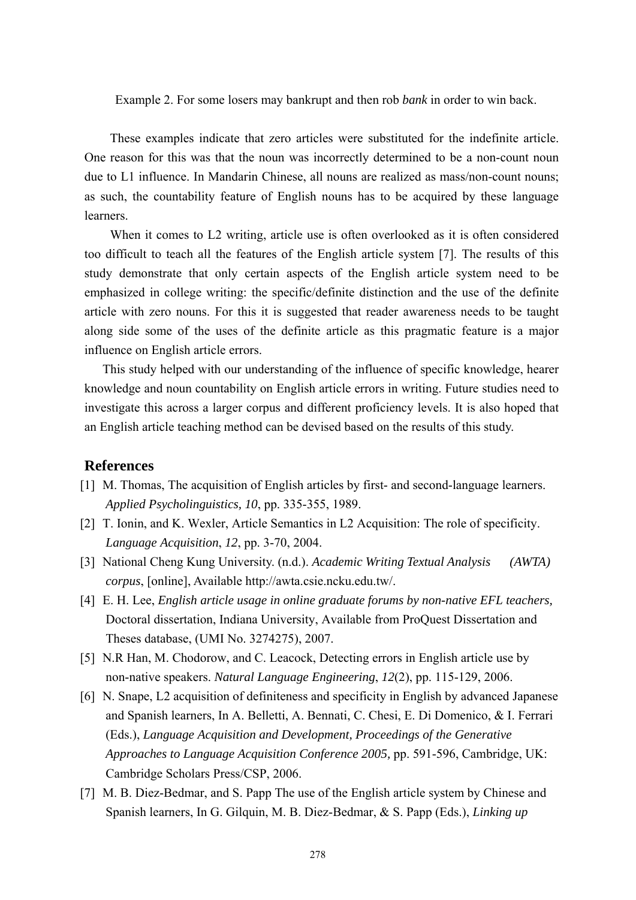Example 2. For some losers may bankrupt and then rob *bank* in order to win back.

These examples indicate that zero articles were substituted for the indefinite article. One reason for this was that the noun was incorrectly determined to be a non-count noun due to L1 influence. In Mandarin Chinese, all nouns are realized as mass/non-count nouns; as such, the countability feature of English nouns has to be acquired by these language learners.

When it comes to L2 writing, article use is often overlooked as it is often considered too difficult to teach all the features of the English article system [7]. The results of this study demonstrate that only certain aspects of the English article system need to be emphasized in college writing: the specific/definite distinction and the use of the definite article with zero nouns. For this it is suggested that reader awareness needs to be taught along side some of the uses of the definite article as this pragmatic feature is a major influence on English article errors.

This study helped with our understanding of the influence of specific knowledge, hearer knowledge and noun countability on English article errors in writing. Future studies need to investigate this across a larger corpus and different proficiency levels. It is also hoped that an English article teaching method can be devised based on the results of this study.

## References

[1] M. Thomas, The acquisition of English articles by first- and second-language learners. *Applied Psycholinguistics, 10*, pp. 335-355, 1989.

[2] T. Ionin, and K. Wexler, Article Semantics in L2 Acquisition: The role of specificity. *Language Acquisition*, *12*, pp. 3-70, 2004.

[3] National Cheng Kung University. (n.d.). *Academic Writing Textual Analysis (AWTA) corpus*, [online], Available http://awta.csie.ncku.edu.tw/.

[4] E. H. Lee, *English article usage in online graduate forums by non-native EFL teachers,* Doctoral dissertation, Indiana University, Available from ProQuest Dissertation and Theses database, (UMI No. 3274275), 2007.

[5] N.R Han, M. Chodorow, and C. Leacock, Detecting errors in English article use by non-native speakers. *Natural Language Engineering*, *12*(2), pp. 115-129, 2006.

[6] N. Snape, L2 acquisition of definiteness and specificity in English by advanced Japanese and Spanish learners, In A. Belletti, A. Bennati, C. Chesi, E. Di Domenico, & I. Ferrari (Eds.), *Language Acquisition and Development, Proceedings of the Generative Approaches to Language Acquisition Conference 2005,* pp. 591-596, Cambridge, UK: Cambridge Scholars Press/CSP, 2006.

[7] M. B. Diez-Bedmar, and S. Papp The use of the English article system by Chinese and Spanish learners, In G. Gilquin, M. B. Diez-Bedmar, & S. Papp (Eds.), *Linking up*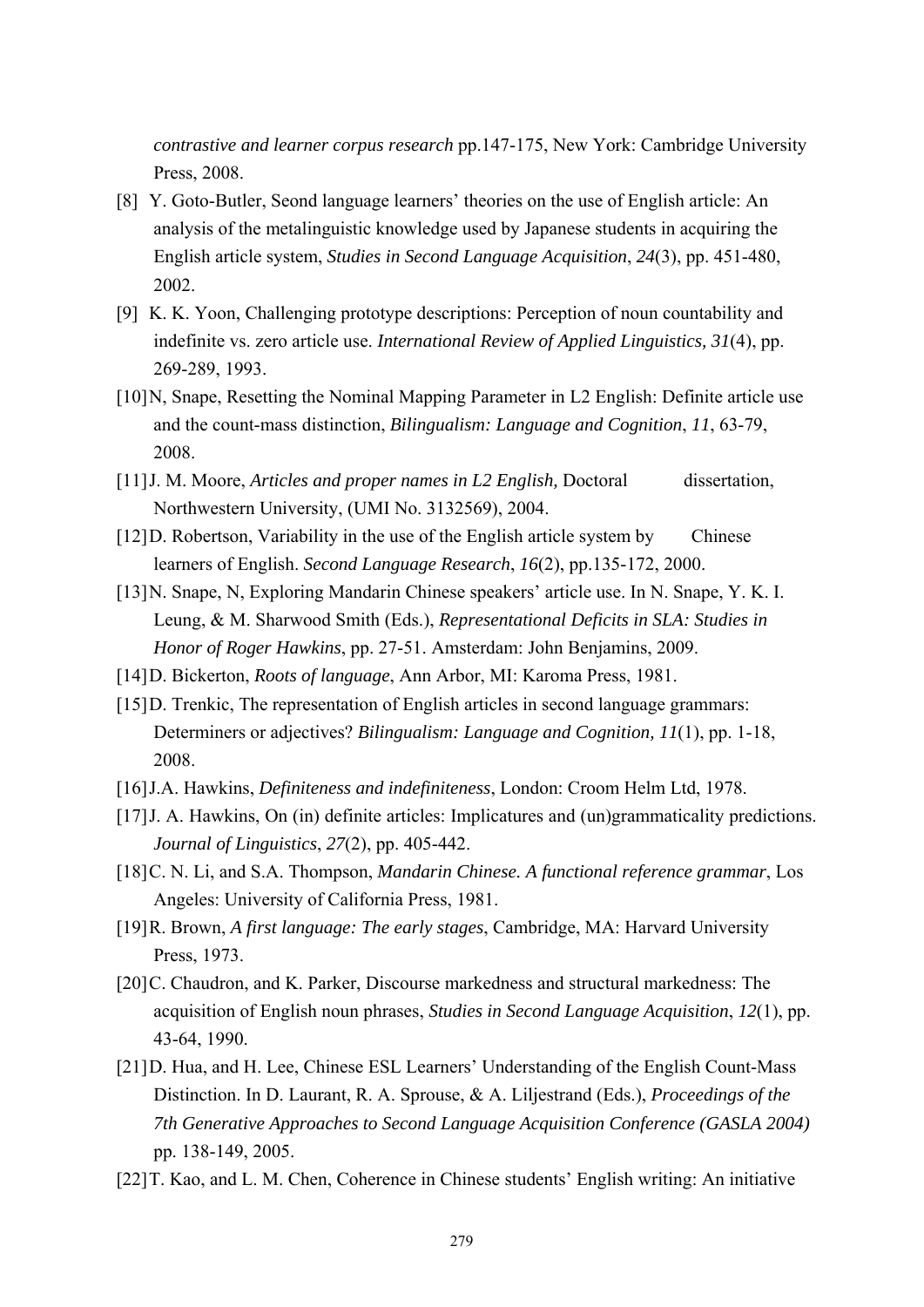*contrastive and learner corpus research* pp.147-175, New York: Cambridge University Press, 2008.

[8] Y. Goto-Butler, Seond language learners' theories on the use of English article: An analysis of the metalinguistic knowledge used by Japanese students in acquiring the English article system, *Studies in Second Language Acquisition*, *24*(3), pp. 451-480, 2002.

[9] K. K. Yoon, Challenging prototype descriptions: Perception of noun countability and indefinite vs. zero article use. *International Review of Applied Linguistics, 31*(4), pp. 269-289, 1993.

[10] N, Snape, Resetting the Nominal Mapping Parameter in L2 English: Definite article use and the count-mass distinction, *Bilingualism: Language and Cognition*, *11*, 63-79, 2008.

[11] J. M. Moore, *Articles and proper names in L2 English,* Doctoral dissertation, Northwestern University, (UMI No. 3132569), 2004.

[12] D. Robertson, Variability in the use of the English article system by Chinese learners of English. *Second Language Research*, *16*(2), pp.135-172, 2000.

[13] N. Snape, N, Exploring Mandarin Chinese speakers' article use. In N. Snape, Y. K. I. Leung, & M. Sharwood Smith (Eds.), *Representational Deficits in SLA: Studies in Honor of Roger Hawkins*, pp. 27-51. Amsterdam: John Benjamins, 2009.

[14] D. Bickerton, *Roots of language*, Ann Arbor, MI: Karoma Press, 1981.

[15] D. Trenkic, The representation of English articles in second language grammars: Determiners or adjectives? *Bilingualism: Language and Cognition, 11*(1), pp. 1-18, 2008.

[16] J.A. Hawkins, *Definiteness and indefiniteness*, London: Croom Helm Ltd, 1978.

[17] J. A. Hawkins, On (in) definite articles: Implicatures and (un)grammaticality predictions. *Journal of Linguistics*, *27*(2), pp. 405-442.

[18] C. N. Li, and S.A. Thompson, *Mandarin Chinese. A functional reference grammar*, Los Angeles: University of California Press, 1981.

[19] R. Brown, *A first language: The early stages*, Cambridge, MA: Harvard University Press, 1973.

[20] C. Chaudron, and K. Parker, Discourse markedness and structural markedness: The acquisition of English noun phrases, *Studies in Second Language Acquisition*, *12*(1), pp. 43-64, 1990.

[21] D. Hua, and H. Lee, Chinese ESL Learners' Understanding of the English Count-Mass Distinction. In D. Laurant, R. A. Sprouse, & A. Liljestrand (Eds.), *Proceedings of the 7th Generative Approaches to Second Language Acquisition Conference (GASLA 2004)* pp. 138-149, 2005.

[22] T. Kao, and L. M. Chen, Coherence in Chinese students' English writing: An initiative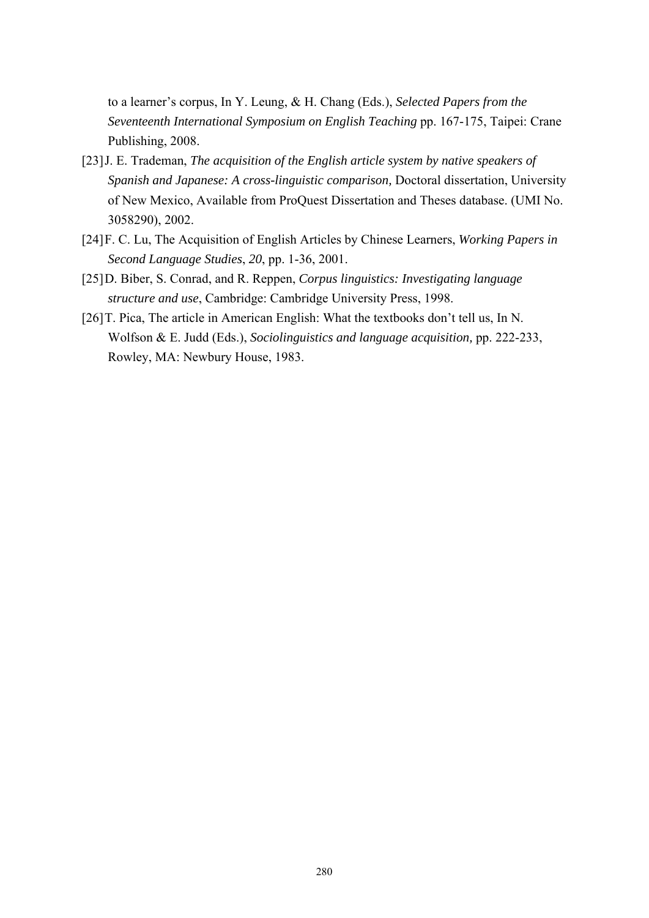to a learner's corpus, In Y. Leung, & H. Chang (Eds.), *Selected Papers from the Seventeenth International Symposium on English Teaching* pp. 167-175, Taipei: Crane Publishing, 2008.

[23] J. E. Trademan, *The acquisition of the English article system by native speakers of Spanish and Japanese: A cross-linguistic comparison,* Doctoral dissertation, University of New Mexico, Available from ProQuest Dissertation and Theses database. (UMI No. 3058290), 2002.

[24] F. C. Lu, The Acquisition of English Articles by Chinese Learners, *Working Papers in Second Language Studies*, *20*, pp. 1-36, 2001.

[25] D. Biber, S. Conrad, and R. Reppen, *Corpus linguistics: Investigating language structure and use*, Cambridge: Cambridge University Press, 1998.

[26] T. Pica, The article in American English: What the textbooks don't tell us, In N. Wolfson & E. Judd (Eds.), *Sociolinguistics and language acquisition,* pp. 222-233, Rowley, MA: Newbury House, 1983.